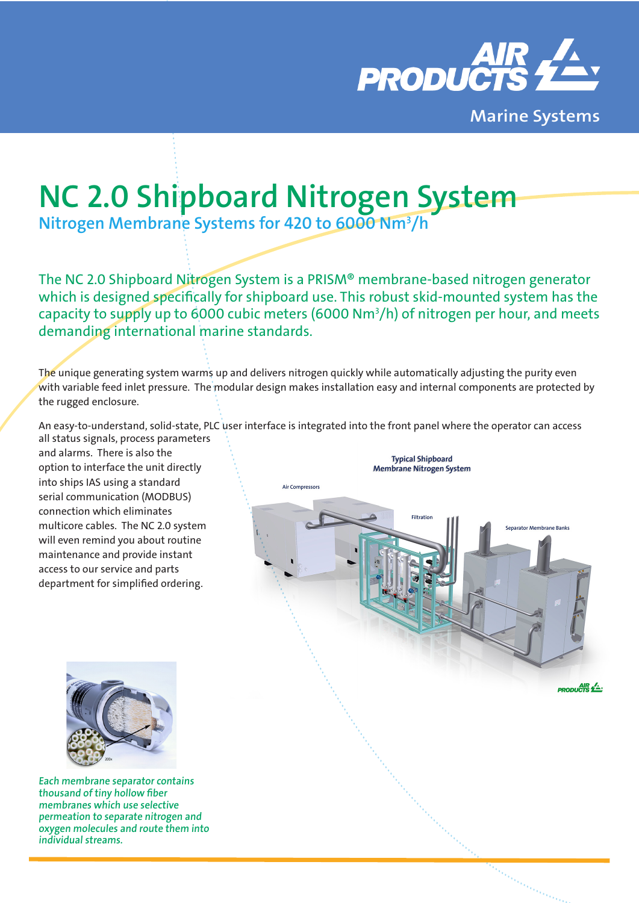Marine Systems

# NC 2.0 Shipboard Nitrogen System

## Nitrogen Membrane Systems for 420 to 6000 Nm$^3$/h

The NC 2.0 Shipboard Nitrogen System is a PRISM® membrane-based nitrogen generator which is designed specifically for shipboard use. This robust skid-mounted system has the capacity to supply up to 6000 cubic meters (6000 Nm$^3$/h) of nitrogen per hour, and meets demanding international marine standards.

The unique generating system warms up and delivers nitrogen quickly while automatically adjusting the purity even with variable feed inlet pressure. The modular design makes installation easy and internal components are protected by the rugged enclosure.

An easy-to-understand, solid-state, PLC user interface is integrated into the front panel where the operator can access all status signals, process parameters and alarms. There is also the option to interface the unit directly into ships IAS using a standard serial communication (MODBUS) connection which eliminates multicore cables. The NC 2.0 system will even remind you about routine maintenance and provide instant access to our service and parts department for simplified ordering.

Typical Shipboard Membrane Nitrogen System

Air Compressors

Filtration

Separator Membrane Banks

*Each membrane separator contains thousand of tiny hollow fiber membranes which use selective permeation to separate nitrogen and oxygen molecules and route them into individual streams.*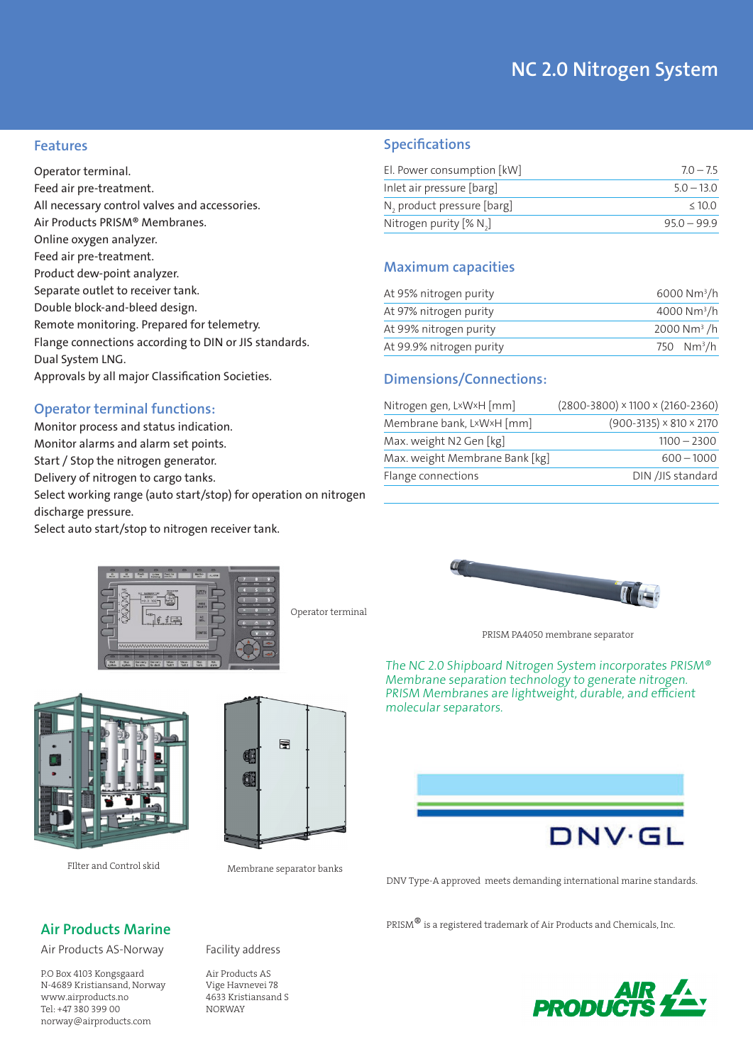# NC 2.0 Nitrogen System

## Features

Operator terminal.
Feed air pre-treatment.
All necessary control valves and accessories.
Air Products PRISM® Membranes.
Online oxygen analyzer.
Feed air pre-treatment.
Product dew-point analyzer.
Separate outlet to receiver tank.
Double block-and-bleed design.
Remote monitoring. Prepared for telemetry.
Flange connections according to DIN or JIS standards.
Dual System LNG.
Approvals by all major Classification Societies.

## Operator terminal functions:

Monitor process and status indication.
Monitor alarms and alarm set points.
Start / Stop the nitrogen generator.
Delivery of nitrogen to cargo tanks.
Select working range (auto start/stop) for operation on nitrogen discharge pressure.
Select auto start/stop to nitrogen receiver tank.

## Specifications

| | |
|---|---|
| El. Power consumption [kW] | 7.0 – 7.5 |
| Inlet air pressure [barg] | 5.0 – 13.0 |
| $N_2$ product pressure [barg] | ≤ 10.0 |
| Nitrogen purity [% $N_2$] | 95.0 – 99.9 |

## Maximum capacities

| | |
|---|---|
| At 95% nitrogen purity | 6000 $Nm^3/h$ |
| At 97% nitrogen purity | 4000 $Nm^3/h$ |
| At 99% nitrogen purity | 2000 $Nm^3/h$ |
| At 99.9% nitrogen purity | 750 $Nm^3/h$ |

## Dimensions/Connections:

| | |
|---|---|
| Nitrogen gen, LxWxH [mm] | (2800-3800) × 1100 × (2160-2360) |
| Membrane bank, LxWxH [mm] | (900-3135) × 810 × 2170 |
| Max. weight N2 Gen [kg] | 1100 – 2300 |
| Max. weight Membrane Bank [kg] | 600 – 1000 |
| Flange connections | DIN /JIS standard |

Operator terminal

PRISM PA4050 membrane separator

*The NC 2.0 Shipboard Nitrogen System incorporates PRISM® Membrane separation technology to generate nitrogen. PRISM Membranes are lightweight, durable, and efficient molecular separators.*

FIlter and Control skid

Membrane separator banks

DNV·GL

DNV Type-A approved meets demanding international marine standards.

PRISM® is a registered trademark of Air Products and Chemicals, Inc.

## Air Products Marine

Air Products AS-Norway

P.O Box 4103 Kongsgaard
N-4689 Kristiansand, Norway
www.airproducts.no
Tel: +47 380 399 00
norway@airproducts.com

Facility address

Air Products AS
Vige Havnevei 78
4633 Kristiansand S
NORWAY

AIR PRODUCTS